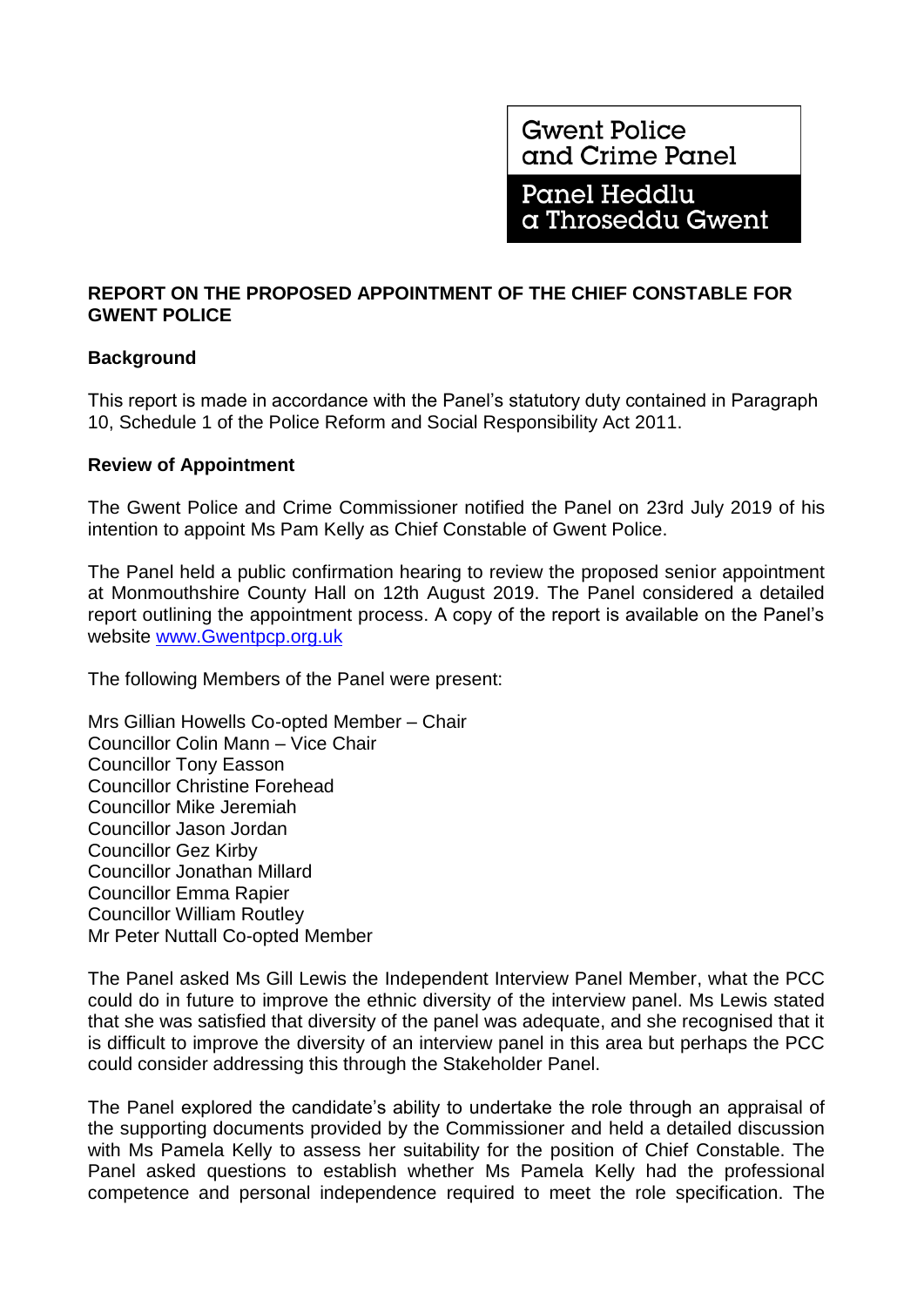Gwent Police and Crime Panel

Panel Heddlu a Throseddu Gwent

## REPORT ON THE PROPOSED APPOINTMENT OF THE CHIEF CONSTABLE FOR GWENT POLICE

### Background

This report is made in accordance with the Panel's statutory duty contained in Paragraph 10, Schedule 1 of the Police Reform and Social Responsibility Act 2011.

### Review of Appointment

The Gwent Police and Crime Commissioner notified the Panel on 23rd July 2019 of his intention to appoint Ms Pam Kelly as Chief Constable of Gwent Police.

The Panel held a public confirmation hearing to review the proposed senior appointment at Monmouthshire County Hall on 12th August 2019. The Panel considered a detailed report outlining the appointment process. A copy of the report is available on the Panel's website [www.Gwentpcp.org.uk](http://www.Gwentpcp.org.uk)

The following Members of the Panel were present:

Mrs Gillian Howells Co-opted Member – Chair
Councillor Colin Mann – Vice Chair
Councillor Tony Easson
Councillor Christine Forehead
Councillor Mike Jeremiah
Councillor Jason Jordan
Councillor Gez Kirby
Councillor Jonathan Millard
Councillor Emma Rapier
Councillor William Routley
Mr Peter Nuttall Co-opted Member

The Panel asked Ms Gill Lewis the Independent Interview Panel Member, what the PCC could do in future to improve the ethnic diversity of the interview panel. Ms Lewis stated that she was satisfied that diversity of the panel was adequate, and she recognised that it is difficult to improve the diversity of an interview panel in this area but perhaps the PCC could consider addressing this through the Stakeholder Panel.

The Panel explored the candidate's ability to undertake the role through an appraisal of the supporting documents provided by the Commissioner and held a detailed discussion with Ms Pamela Kelly to assess her suitability for the position of Chief Constable. The Panel asked questions to establish whether Ms Pamela Kelly had the professional competence and personal independence required to meet the role specification. The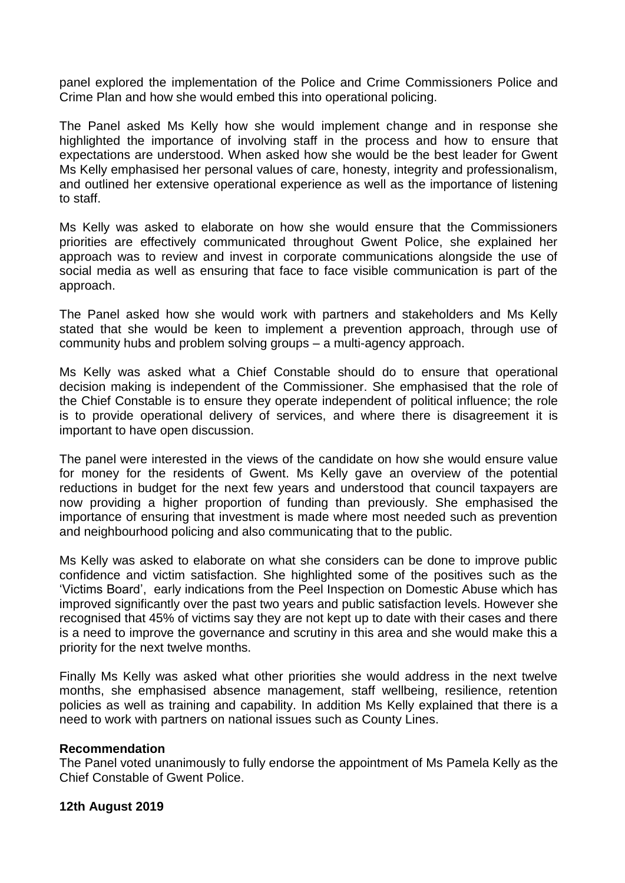panel explored the implementation of the Police and Crime Commissioners Police and Crime Plan and how she would embed this into operational policing.

The Panel asked Ms Kelly how she would implement change and in response she highlighted the importance of involving staff in the process and how to ensure that expectations are understood. When asked how she would be the best leader for Gwent Ms Kelly emphasised her personal values of care, honesty, integrity and professionalism, and outlined her extensive operational experience as well as the importance of listening to staff.

Ms Kelly was asked to elaborate on how she would ensure that the Commissioners priorities are effectively communicated throughout Gwent Police, she explained her approach was to review and invest in corporate communications alongside the use of social media as well as ensuring that face to face visible communication is part of the approach.

The Panel asked how she would work with partners and stakeholders and Ms Kelly stated that she would be keen to implement a prevention approach, through use of community hubs and problem solving groups – a multi-agency approach.

Ms Kelly was asked what a Chief Constable should do to ensure that operational decision making is independent of the Commissioner. She emphasised that the role of the Chief Constable is to ensure they operate independent of political influence; the role is to provide operational delivery of services, and where there is disagreement it is important to have open discussion.

The panel were interested in the views of the candidate on how she would ensure value for money for the residents of Gwent. Ms Kelly gave an overview of the potential reductions in budget for the next few years and understood that council taxpayers are now providing a higher proportion of funding than previously. She emphasised the importance of ensuring that investment is made where most needed such as prevention and neighbourhood policing and also communicating that to the public.

Ms Kelly was asked to elaborate on what she considers can be done to improve public confidence and victim satisfaction. She highlighted some of the positives such as the 'Victims Board', early indications from the Peel Inspection on Domestic Abuse which has improved significantly over the past two years and public satisfaction levels. However she recognised that 45% of victims say they are not kept up to date with their cases and there is a need to improve the governance and scrutiny in this area and she would make this a priority for the next twelve months.

Finally Ms Kelly was asked what other priorities she would address in the next twelve months, she emphasised absence management, staff wellbeing, resilience, retention policies as well as training and capability. In addition Ms Kelly explained that there is a need to work with partners on national issues such as County Lines.

**Recommendation**

The Panel voted unanimously to fully endorse the appointment of Ms Pamela Kelly as the Chief Constable of Gwent Police.

**12th August 2019**